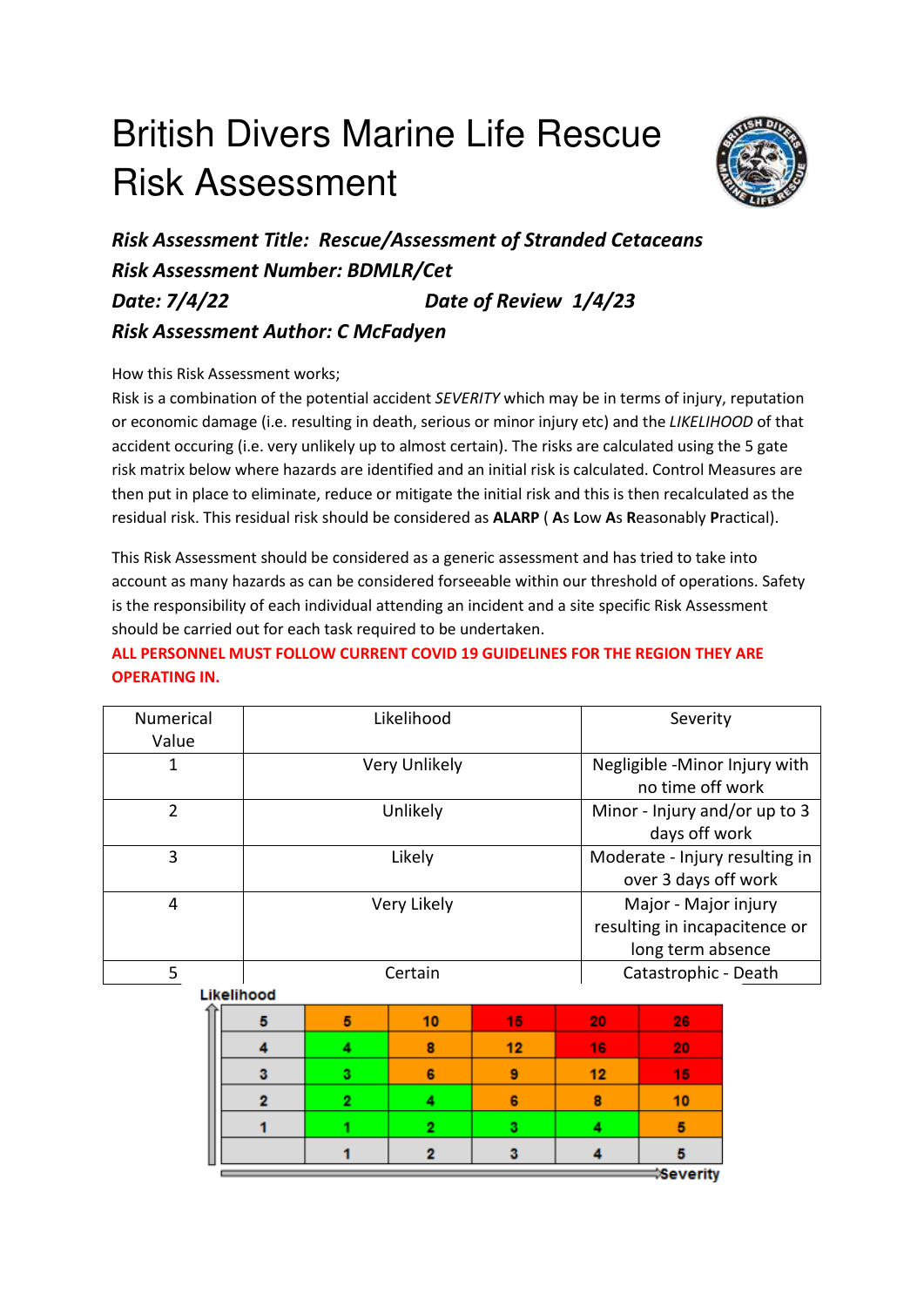# British Divers Marine Life Rescue Risk Assessment

***Risk Assessment Title: Rescue/Assessment of Stranded Cetaceans***
***Risk Assessment Number: BDMLR/Cet***
***Date: 7/4/22*** ***Date of Review 1/4/23***
***Risk Assessment Author: C McFadyen***

How this Risk Assessment works;
Risk is a combination of the potential accident *SEVERITY* which may be in terms of injury, reputation or economic damage (i.e. resulting in death, serious or minor injury etc) and the *LIKELIHOOD* of that accident occuring (i.e. very unlikely up to almost certain). The risks are calculated using the 5 gate risk matrix below where hazards are identified and an initial risk is calculated. Control Measures are then put in place to eliminate, reduce or mitigate the initial risk and this is then recalculated as the residual risk. This residual risk should be considered as **ALARP** ( **A**s **L**ow **A**s **R**easonably **P**ractical).

This Risk Assessment should be considered as a generic assessment and has tried to take into account as many hazards as can be considered forseeable within our threshold of operations. Safety is the responsibility of each individual attending an incident and a site specific Risk Assessment should be carried out for each task required to be undertaken.

**ALL PERSONNEL MUST FOLLOW CURRENT COVID 19 GUIDELINES FOR THE REGION THEY ARE OPERATING IN.**

| Numerical Value | Likelihood | Severity |
|---|---|---|
| 1 | Very Unlikely | Negligible -Minor Injury with no time off work |
| 2 | Unlikely | Minor - Injury and/or up to 3 days off work |
| 3 | Likely | Moderate - Injury resulting in over 3 days off work |
| 4 | Very Likely | Major - Major injury resulting in incapacitence or long term absence |
| 5 | Certain | Catastrophic - Death |

| Likelihood | | | | | |
|---|---|---|---|---|---|
| 5 | 5 | 10 | 15 | 20 | 26 |
| 4 | 4 | 8 | 12 | 16 | 20 |
| 3 | 3 | 6 | 9 | 12 | 15 |
| 2 | 2 | 4 | 6 | 8 | 10 |
| 1 | 1 | 2 | 3 | 4 | 5 |
| | 1 | 2 | 3 | 4 | 5 |
| | | | | | Severity |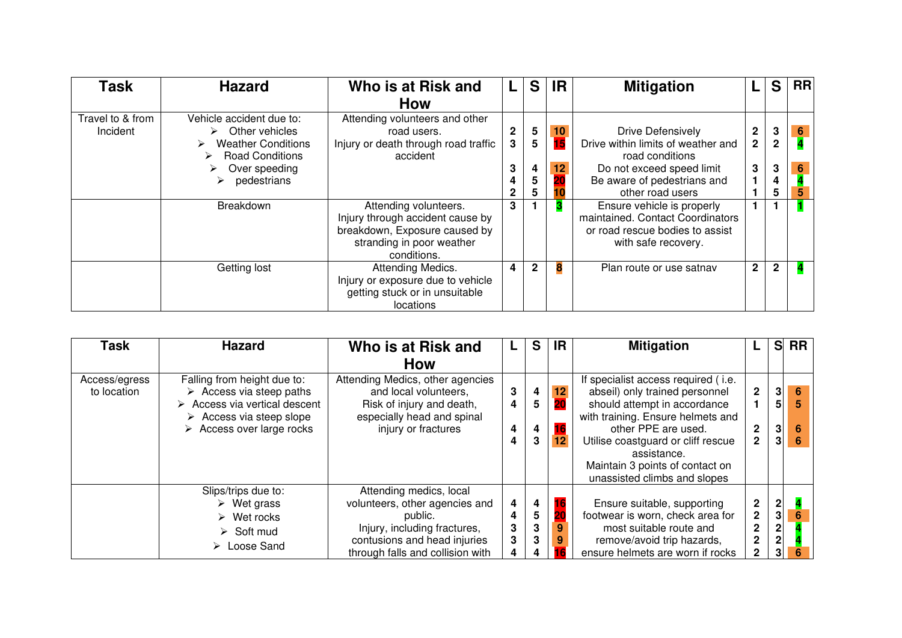| Task | Hazard | Who is at Risk and How | L | S | IR | Mitigation | L | S | RR |
|---|---|---|---|---|---|---|---|---|---|
| Travel to & from Incident | Vehicle accident due to:<br>➢ Other vehicles<br>➢ Weather Conditions<br>➢ Road Conditions<br>➢ Over speeding<br>➢ pedestrians | Attending volunteers and other road users.<br>Injury or death through road traffic accident | 2<br>3<br><br>3<br>4<br>2 | 5<br>5<br><br>4<br>5<br>5 | 10<br>15<br><br>12<br>20<br>10 | Drive Defensively<br>Drive within limits of weather and road conditions<br>Do not exceed speed limit<br>Be aware of pedestrians and other road users | 2<br>2<br><br>3<br>1<br>1 | 3<br>2<br><br>3<br>4<br>5 | 6<br>4<br><br>6<br>4<br>5 |
| | Breakdown | Attending volunteers.<br>Injury through accident cause by breakdown, Exposure caused by stranding in poor weather conditions. | 3 | 1 | 3 | Ensure vehicle is properly maintained. Contact Coordinators or road rescue bodies to assist with safe recovery. | 1 | 1 | 1 |
| | Getting lost | Attending Medics.<br>Injury or exposure due to vehicle getting stuck or in unsuitable locations | 4 | 2 | 8 | Plan route or use satnav | 2 | 2 | 4 |

| Task | Hazard | Who is at Risk and How | L | S | IR | Mitigation | L | S | RR |
|---|---|---|---|---|---|---|---|---|---|
| Access/egress to location | Falling from height due to:<br>➢ Access via steep paths<br>➢ Access via vertical descent<br>➢ Access via steep slope<br>➢ Access over large rocks | Attending Medics, other agencies and local volunteers,<br>Risk of injury and death, especially head and spinal injury or fractures | 3<br>4<br><br>4<br>4 | 4<br>5<br><br>4<br>3 | 12<br>20<br><br>16<br>12 | If specialist access required ( i.e. abseil) only trained personnel should attempt in accordance with training. Ensure helmets and other PPE are used.<br>Utilise coastguard or cliff rescue assistance.<br>Maintain 3 points of contact on unassisted climbs and slopes | 2<br>1<br><br>2<br>2 | 3<br>5<br><br>3<br>3 | 6<br>5<br><br>6<br>6 |
| | Slips/trips due to:<br>➢ Wet grass<br>➢ Wet rocks<br>➢ Soft mud<br>➢ Loose Sand | Attending medics, local volunteers, other agencies and public.<br>Injury, including fractures, contusions and head injuries through falls and collision with | 4<br>4<br>3<br>3<br>4 | 4<br>5<br>3<br>3<br>4 | 16<br>20<br>9<br>9<br>16 | Ensure suitable, supporting footwear is worn, check area for most suitable route and remove/avoid trip hazards, ensure helmets are worn if rocks | 2<br>2<br>2<br>2<br>2 | 2<br>3<br>2<br>2<br>3 | 4<br>6<br>4<br>4<br>6 |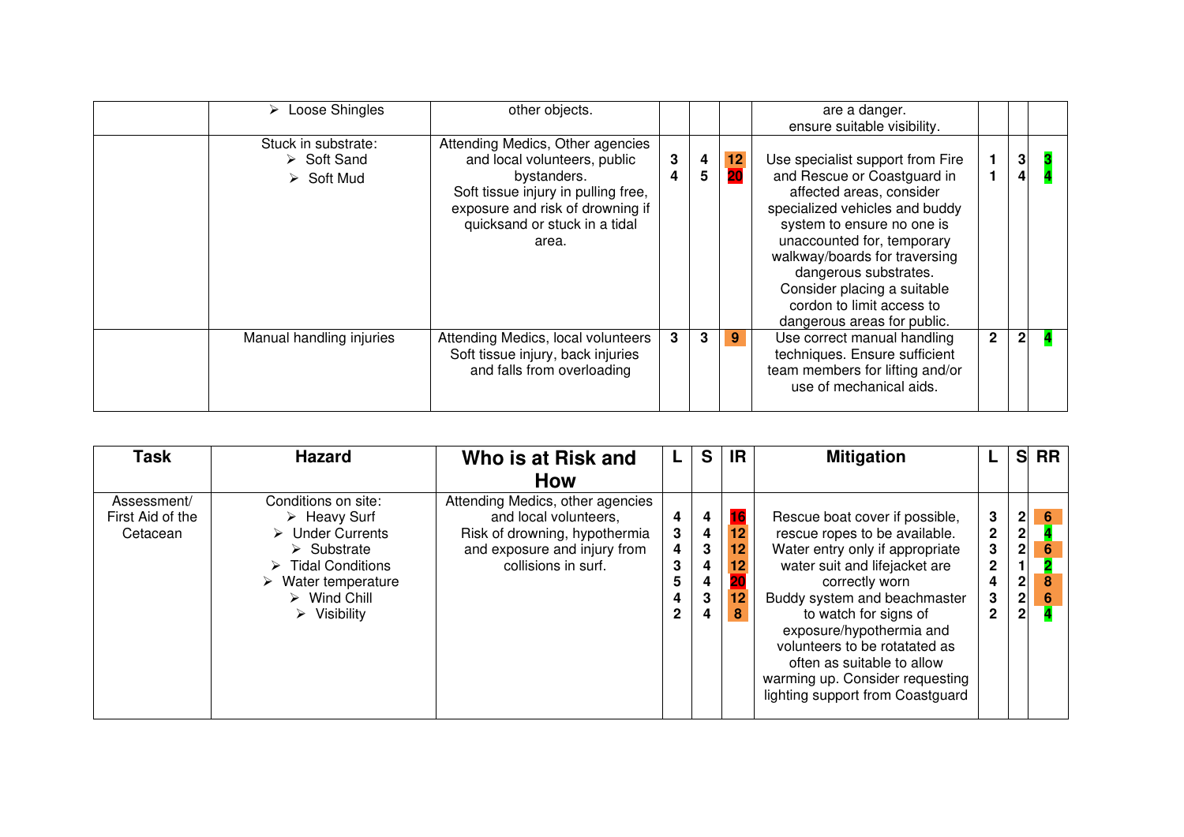| | | | | | | | | | |
|---|---|---|---|---|---|---|---|---|---|
| | ➢ Loose Shingles | other objects. | | | | are a danger.<br>ensure suitable visibility. | | | |
| | Stuck in substrate:<br>➢ Soft Sand<br>➢ Soft Mud | Attending Medics, Other agencies and local volunteers, public bystanders.<br>Soft tissue injury in pulling free, exposure and risk of drowning if quicksand or stuck in a tidal area. | 3<br>4 | 4<br>5 | 12<br>20 | Use specialist support from Fire and Rescue or Coastguard in affected areas, consider specialized vehicles and buddy system to ensure no one is unaccounted for, temporary walkway/boards for traversing dangerous substrates.<br>Consider placing a suitable cordon to limit access to dangerous areas for public. | 1<br>1 | 3<br>4 | 3<br>4 |
| | Manual handling injuries | Attending Medics, local volunteers Soft tissue injury, back injuries and falls from overloading | 3 | 3 | 9 | Use correct manual handling techniques. Ensure sufficient team members for lifting and/or use of mechanical aids. | 2 | 2 | 4 |

| Task | Hazard | Who is at Risk and How | L | S | IR | Mitigation | L | S | RR |
|---|---|---|---|---|---|---|---|---|---|
| Assessment/ First Aid of the Cetacean | Conditions on site:<br>➢ Heavy Surf<br>➢ Under Currents<br>➢ Substrate<br>➢ Tidal Conditions<br>➢ Water temperature<br>➢ Wind Chill<br>➢ Visibility | Attending Medics, other agencies and local volunteers,<br>Risk of drowning, hypothermia and exposure and injury from collisions in surf. | 4<br>3<br>4<br>3<br>5<br>4<br>2 | 4<br>4<br>3<br>4<br>4<br>3<br>4 | 16<br>12<br>12<br>12<br>20<br>12<br>8 | Rescue boat cover if possible, rescue ropes to be available.<br>Water entry only if appropriate water suit and lifejacket are correctly worn<br>Buddy system and beachmaster to watch for signs of exposure/hypothermia and volunteers to be rotatated as often as suitable to allow warming up. Consider requesting lighting support from Coastguard | 3<br>2<br>3<br>2<br>4<br>3<br>2 | 2<br>2<br>2<br>1<br>2<br>2<br>2 | 6<br>4<br>6<br>2<br>8<br>6<br>4 |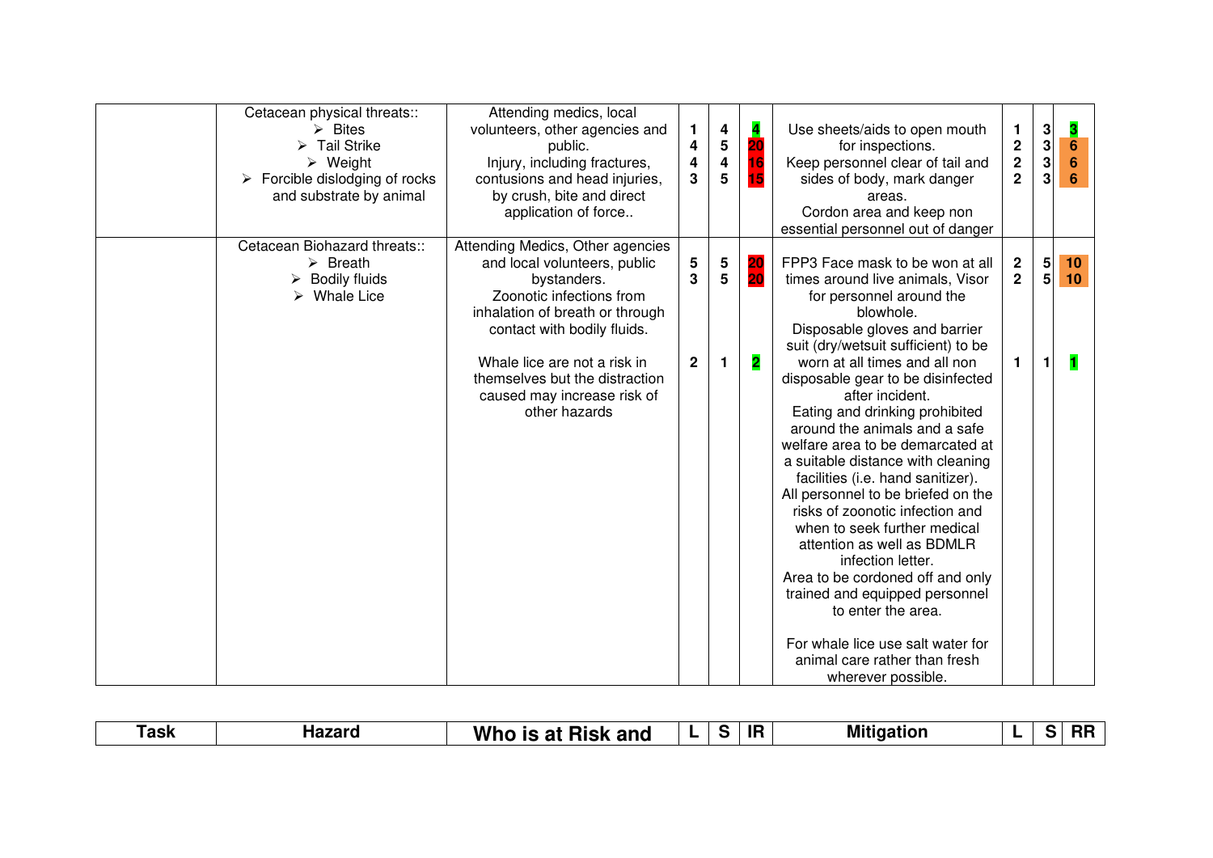| Task | Hazard | Who is at Risk and | L | S | IR | Mitigation | L | S | RR |
|---|---|---|---|---|---|---|---|---|---|
| | Cetacean physical threats:: <br> ➢ Bites <br> ➢ Tail Strike <br> ➢ Weight <br> ➢ Forcible dislodging of rocks and substrate by animal | Attending medics, local volunteers, other agencies and public. <br> Injury, including fractures, contusions and head injuries, by crush, bite and direct application of force.. | 1 <br> 4 <br> 4 <br> 3 | 4 <br> 5 <br> 4 <br> 5 | 4 <br> 20 <br> 16 <br> 15 | Use sheets/aids to open mouth for inspections. <br> Keep personnel clear of tail and sides of body, mark danger areas. <br> Cordon area and keep non essential personnel out of danger | 1 <br> 2 <br> 2 <br> 2 | 3 <br> 3 <br> 3 <br> 3 | 3 <br> 6 <br> 6 <br> 6 |
| | Cetacean Biohazard threats:: <br> ➢ Breath <br> ➢ Bodily fluids <br> ➢ Whale Lice | Attending Medics, Other agencies and local volunteers, public bystanders. <br> Zoonotic infections from inhalation of breath or through contact with bodily fluids. <br><br> Whale lice are not a risk in themselves but the distraction caused may increase risk of other hazards | 5 <br> 3 <br><br> 2 | 5 <br> 5 <br><br> 1 | 20 <br> 20 <br><br> 2 | FPP3 Face mask to be won at all times around live animals, Visor for personnel around the blowhole. <br> Disposable gloves and barrier suit (dry/wetsuit sufficient) to be worn at all times and all non disposable gear to be disinfected after incident. <br> Eating and drinking prohibited around the animals and a safe welfare area to be demarcated at a suitable distance with cleaning facilities (i.e. hand sanitizer). <br> All personnel to be briefed on the risks of zoonotic infection and when to seek further medical attention as well as BDMLR infection letter. <br> Area to be cordoned off and only trained and equipped personnel to enter the area. <br><br> For whale lice use salt water for animal care rather than fresh wherever possible. | 2 <br> 2 <br><br> 1 | 5 <br> 5 <br><br> 1 | 10 <br> 10 <br><br> 1 |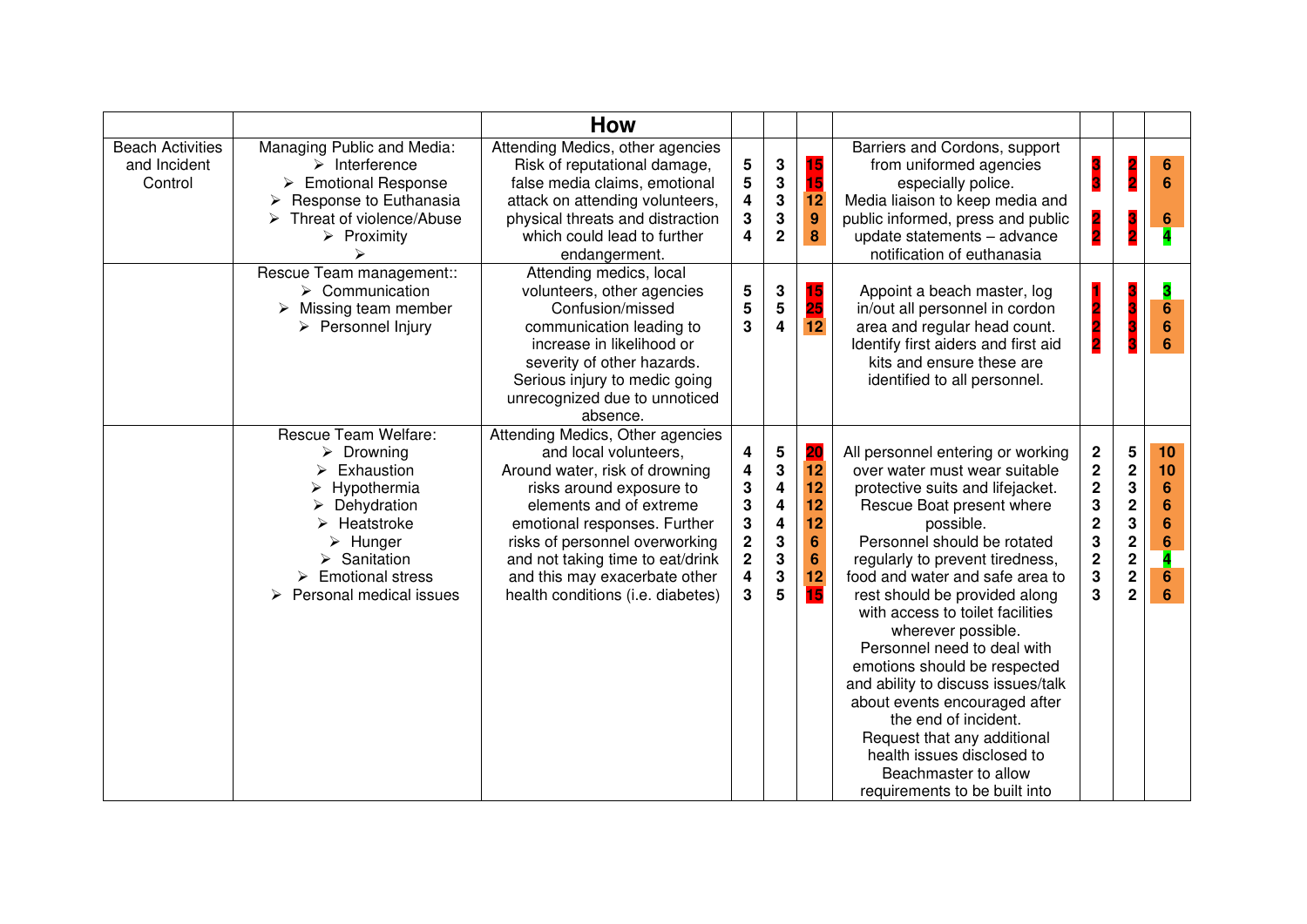|  |  | How |  |  |  |  |  |  |  |
|---|---|---|---|---|---|---|---|---|---|
| Beach Activities and Incident Control | Managing Public and Media:<br>➢ Interference<br>➢ Emotional Response<br>➢ Response to Euthanasia<br>➢ Threat of violence/Abuse<br>➢ Proximity<br>➢ | Attending Medics, other agencies Risk of reputational damage, false media claims, emotional attack on attending volunteers, physical threats and distraction which could lead to further endangerment. | 5<br>5<br>4<br>3<br>4 | 3<br>3<br>3<br>3<br>2 | 15<br>15<br>12<br>9<br>8 | Barriers and Cordons, support from uniformed agencies especially police.<br>Media liaison to keep media and public informed, press and public update statements – advance notification of euthanasia | 3<br>3<br><br>2<br>2 | 2<br>2<br><br>3<br>2 | 6<br>6<br><br>6<br>4 |
|  | Rescue Team management::<br>➢ Communication<br>➢ Missing team member<br>➢ Personnel Injury | Attending medics, local volunteers, other agencies Confusion/missed communication leading to increase in likelihood or severity of other hazards.<br>Serious injury to medic going unrecognized due to unnoticed absence. | 5<br>5<br>3 | 3<br>5<br>4 | 15<br>25<br>12 | Appoint a beach master, log in/out all personnel in cordon area and regular head count.<br>Identify first aiders and first aid kits and ensure these are identified to all personnel. | 1<br>2<br>2<br>2 | 3<br>3<br>3<br>3 | 3<br>6<br>6<br>6 |
|  | Rescue Team Welfare:<br>➢ Drowning<br>➢ Exhaustion<br>➢ Hypothermia<br>➢ Dehydration<br>➢ Heatstroke<br>➢ Hunger<br>➢ Sanitation<br>➢ Emotional stress<br>➢ Personal medical issues | Attending Medics, Other agencies and local volunteers,<br>Around water, risk of drowning risks around exposure to elements and of extreme emotional responses. Further risks of personnel overworking and not taking time to eat/drink and this may exacerbate other health conditions (i.e. diabetes) | 4<br>4<br>3<br>3<br>3<br>2<br>2<br>4<br>3 | 5<br>3<br>4<br>4<br>4<br>3<br>3<br>3<br>5 | 20<br>12<br>12<br>12<br>12<br>6<br>6<br>12<br>15 | All personnel entering or working over water must wear suitable protective suits and lifejacket.<br>Rescue Boat present where possible.<br>Personnel should be rotated regularly to prevent tiredness, food and water and safe area to rest should be provided along with access to toilet facilities wherever possible.<br>Personnel need to deal with emotions should be respected and ability to discuss issues/talk about events encouraged after the end of incident.<br>Request that any additional health issues disclosed to Beachmaster to allow requirements to be built into | 2<br>2<br>2<br>3<br>2<br>3<br>2<br>3<br>3 | 5<br>2<br>3<br>2<br>3<br>2<br>2<br>2<br>2 | 10<br>10<br>6<br>6<br>6<br>6<br>4<br>6<br>6 |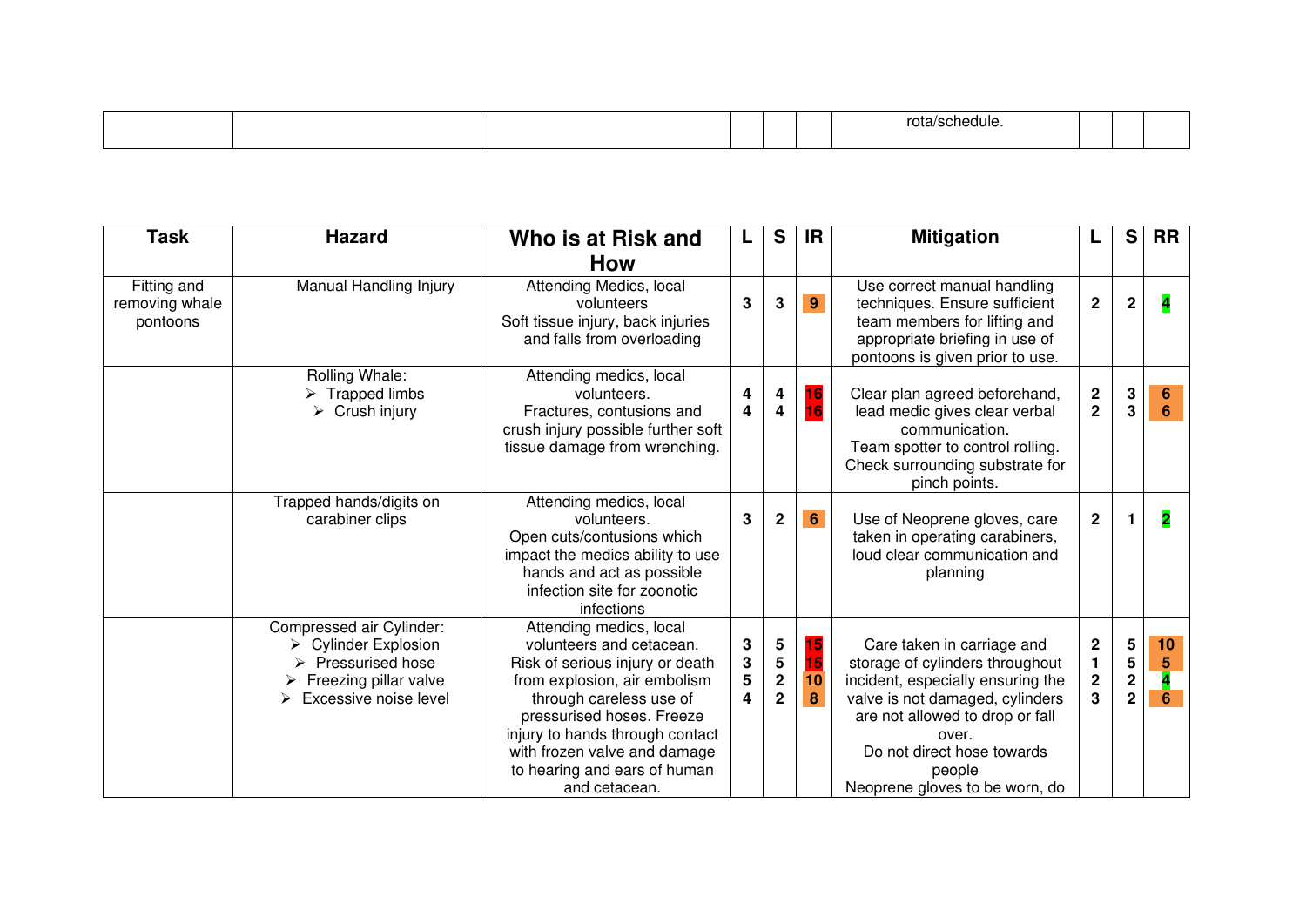| | | | | | | | | | |
|---|---|---|---|---|---|---|---|---|---|
| | | | | | | rota/schedule. | | | |

| Task | Hazard | Who is at Risk and How | L | S | IR | Mitigation | L | S | RR |
|---|---|---|---|---|---|---|---|---|---|
| Fitting and removing whale pontoons | Manual Handling Injury | Attending Medics, local volunteers Soft tissue injury, back injuries and falls from overloading | 3 | 3 | 9 | Use correct manual handling techniques. Ensure sufficient team members for lifting and appropriate briefing in use of pontoons is given prior to use. | 2 | 2 | 4 |
| | Rolling Whale: <br>➢ Trapped limbs <br>➢ Crush injury | Attending medics, local volunteers. Fractures, contusions and crush injury possible further soft tissue damage from wrenching. | 4<br>4 | 4<br>4 | 16<br>16 | Clear plan agreed beforehand, lead medic gives clear verbal communication. Team spotter to control rolling. Check surrounding substrate for pinch points. | 2<br>2 | 3<br>3 | 6<br>6 |
| | Trapped hands/digits on carabiner clips | Attending medics, local volunteers. Open cuts/contusions which impact the medics ability to use hands and act as possible infection site for zoonotic infections | 3 | 2 | 6 | Use of Neoprene gloves, care taken in operating carabiners, loud clear communication and planning | 2 | 1 | 2 |
| | Compressed air Cylinder: <br>➢ Cylinder Explosion <br>➢ Pressurised hose <br>➢ Freezing pillar valve <br>➢ Excessive noise level | Attending medics, local volunteers and cetacean. Risk of serious injury or death from explosion, air embolism through careless use of pressurised hoses. Freeze injury to hands through contact with frozen valve and damage to hearing and ears of human and cetacean. | 3<br>3<br>5<br>4 | 5<br>5<br>2<br>2 | 15<br>15<br>10<br>8 | Care taken in carriage and storage of cylinders throughout incident, especially ensuring the valve is not damaged, cylinders are not allowed to drop or fall over. Do not direct hose towards people Neoprene gloves to be worn, do | 2<br>1<br>2<br>3 | 5<br>5<br>2<br>2 | 10<br>5<br>4<br>6 |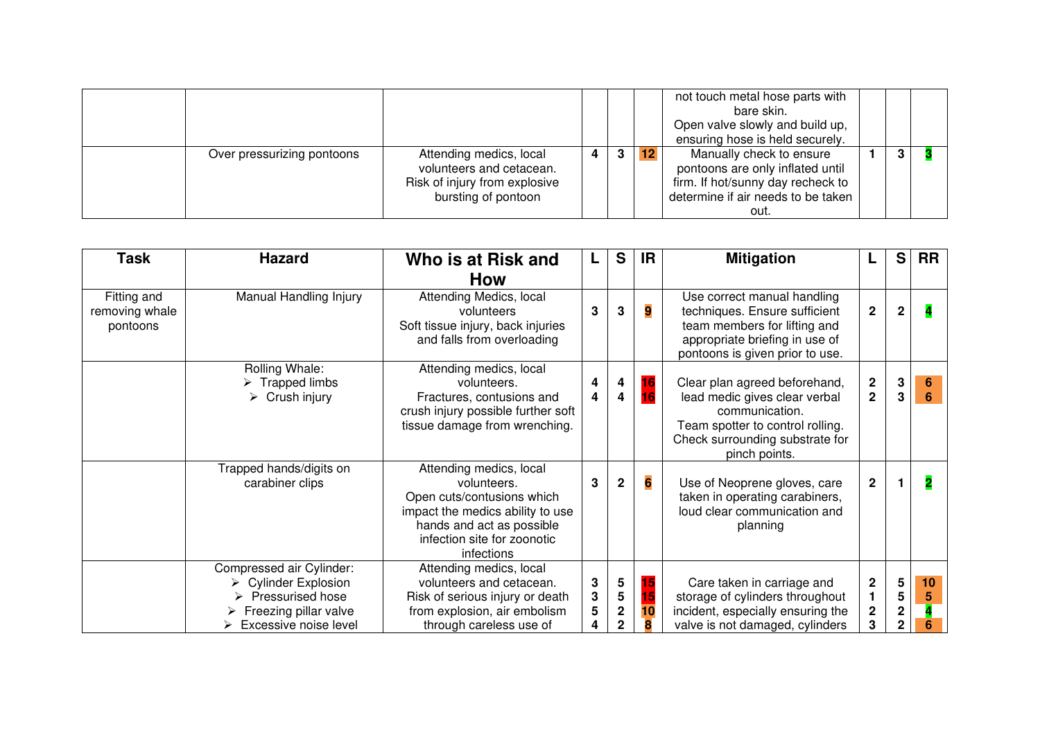| | | | | | | | | | |
|---|---|---|---|---|---|---|---|---|---|
| | | | | | | not touch metal hose parts with bare skin. Open valve slowly and build up, ensuring hose is held securely. | | | |
| | Over pressurizing pontoons | Attending medics, local volunteers and cetacean. Risk of injury from explosive bursting of pontoon | 4 | 3 | 12 | Manually check to ensure pontoons are only inflated until firm. If hot/sunny day recheck to determine if air needs to be taken out. | 1 | 3 | 3 |

| Task | Hazard | Who is at Risk and How | L | S | IR | Mitigation | L | S | RR |
|---|---|---|---|---|---|---|---|---|---|
| Fitting and removing whale pontoons | Manual Handling Injury | Attending Medics, local volunteers<br>Soft tissue injury, back injuries and falls from overloading | 3 | 3 | 9 | Use correct manual handling techniques. Ensure sufficient team members for lifting and appropriate briefing in use of pontoons is given prior to use. | 2 | 2 | 4 |
| | Rolling Whale:<br>➢ Trapped limbs<br>➢ Crush injury | Attending medics, local volunteers.<br>Fractures, contusions and crush injury possible further soft tissue damage from wrenching. | 4<br>4 | 4<br>4 | 16<br>16 | Clear plan agreed beforehand, lead medic gives clear verbal communication.<br>Team spotter to control rolling.<br>Check surrounding substrate for pinch points. | 2<br>2 | 3<br>3 | 6<br>6 |
| | Trapped hands/digits on carabiner clips | Attending medics, local volunteers.<br>Open cuts/contusions which impact the medics ability to use hands and act as possible infection site for zoonotic infections | 3 | 2 | 6 | Use of Neoprene gloves, care taken in operating carabiners, loud clear communication and planning | 2 | 1 | 2 |
| | Compressed air Cylinder:<br>➢ Cylinder Explosion<br>➢ Pressurised hose<br>➢ Freezing pillar valve<br>➢ Excessive noise level | Attending medics, local volunteers and cetacean.<br>Risk of serious injury or death from explosion, air embolism through careless use of | 3<br>3<br>5<br>4 | 5<br>5<br>2<br>2 | 15<br>15<br>10<br>8 | Care taken in carriage and storage of cylinders throughout incident, especially ensuring the valve is not damaged, cylinders | 2<br>1<br>2<br>3 | 5<br>5<br>2<br>2 | 10<br>5<br>4<br>6 |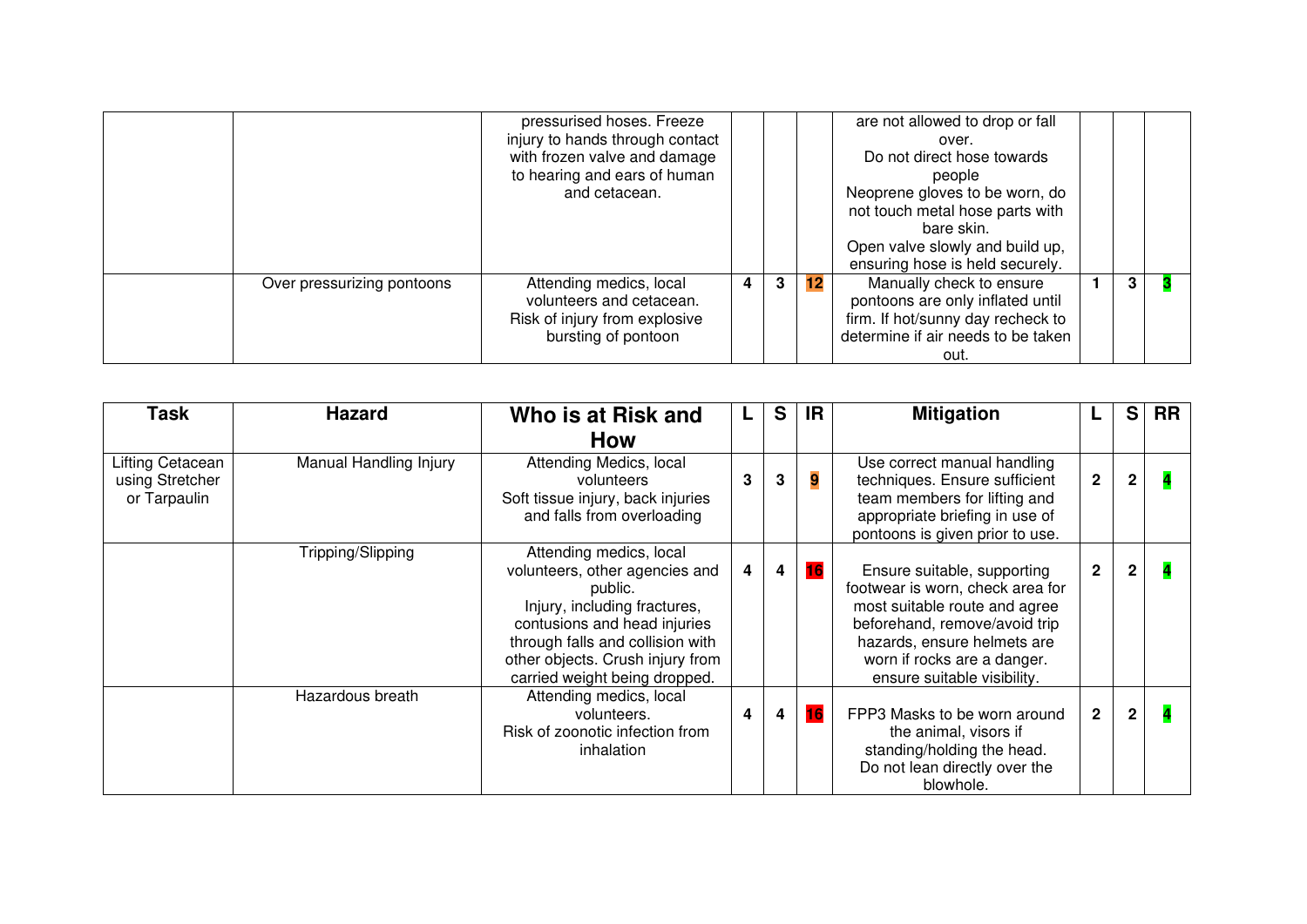| | | pressurised hoses. Freeze injury to hands through contact with frozen valve and damage to hearing and ears of human and cetacean. | | | | are not allowed to drop or fall over. Do not direct hose towards people Neoprene gloves to be worn, do not touch metal hose parts with bare skin. Open valve slowly and build up, ensuring hose is held securely. | | | |
|---|---|---|---|---|---|---|---|---|---|
| | Over pressurizing pontoons | Attending medics, local volunteers and cetacean. Risk of injury from explosive bursting of pontoon | 4 | 3 | 12 | Manually check to ensure pontoons are only inflated until firm. If hot/sunny day recheck to determine if air needs to be taken out. | 1 | 3 | 3 |

| Task | Hazard | Who is at Risk and How | L | S | IR | Mitigation | L | S | RR |
|---|---|---|---|---|---|---|---|---|---|
| Lifting Cetacean using Stretcher or Tarpaulin | Manual Handling Injury | Attending Medics, local volunteers Soft tissue injury, back injuries and falls from overloading | 3 | 3 | 9 | Use correct manual handling techniques. Ensure sufficient team members for lifting and appropriate briefing in use of pontoons is given prior to use. | 2 | 2 | 4 |
| | Tripping/Slipping | Attending medics, local volunteers, other agencies and public. Injury, including fractures, contusions and head injuries through falls and collision with other objects. Crush injury from carried weight being dropped. | 4 | 4 | 16 | Ensure suitable, supporting footwear is worn, check area for most suitable route and agree beforehand, remove/avoid trip hazards, ensure helmets are worn if rocks are a danger. ensure suitable visibility. | 2 | 2 | 4 |
| | Hazardous breath | Attending medics, local volunteers. Risk of zoonotic infection from inhalation | 4 | 4 | 16 | FPP3 Masks to be worn around the animal, visors if standing/holding the head. Do not lean directly over the blowhole. | 2 | 2 | 4 |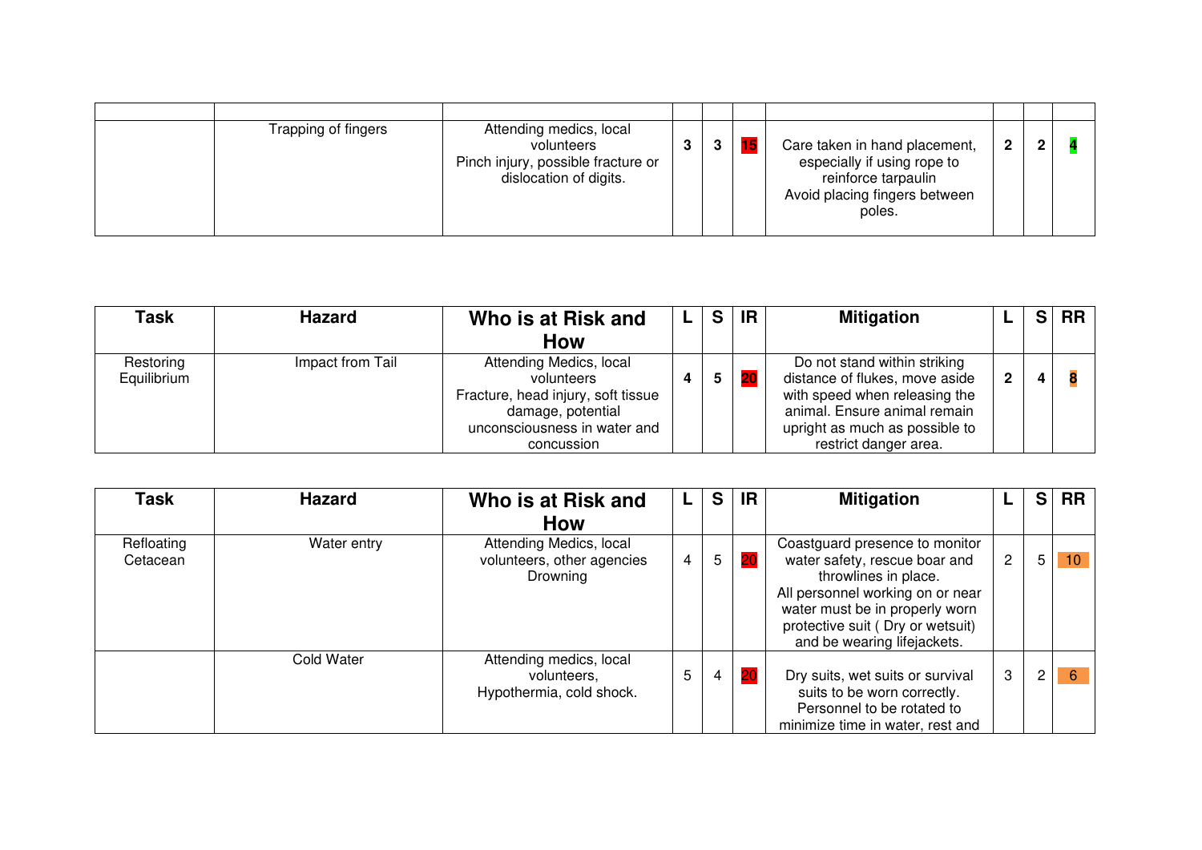| | | | | | | | | | |
|---|---|---|---|---|---|---|---|---|---|
| | Trapping of fingers | Attending medics, local volunteers Pinch injury, possible fracture or dislocation of digits. | 3 | 3 | 15 | Care taken in hand placement, especially if using rope to reinforce tarpaulin Avoid placing fingers between poles. | 2 | 2 | 4 |

| Task | Hazard | Who is at Risk and How | L | S | IR | Mitigation | L | S | RR |
|---|---|---|---|---|---|---|---|---|---|
| Restoring Equilibrium | Impact from Tail | Attending Medics, local volunteers Fracture, head injury, soft tissue damage, potential unconsciousness in water and concussion | 4 | 5 | 20 | Do not stand within striking distance of flukes, move aside with speed when releasing the animal. Ensure animal remain upright as much as possible to restrict danger area. | 2 | 4 | 8 |

| Task | Hazard | Who is at Risk and How | L | S | IR | Mitigation | L | S | RR |
|---|---|---|---|---|---|---|---|---|---|
| Refloating Cetacean | Water entry | Attending Medics, local volunteers, other agencies Drowning | 4 | 5 | 20 | Coastguard presence to monitor water safety, rescue boar and throwlines in place. All personnel working on or near water must be in properly worn protective suit ( Dry or wetsuit) and be wearing lifejackets. | 2 | 5 | 10 |
| | Cold Water | Attending medics, local volunteers, Hypothermia, cold shock. | 5 | 4 | 20 | Dry suits, wet suits or survival suits to be worn correctly. Personnel to be rotated to minimize time in water, rest and | 3 | 2 | 6 |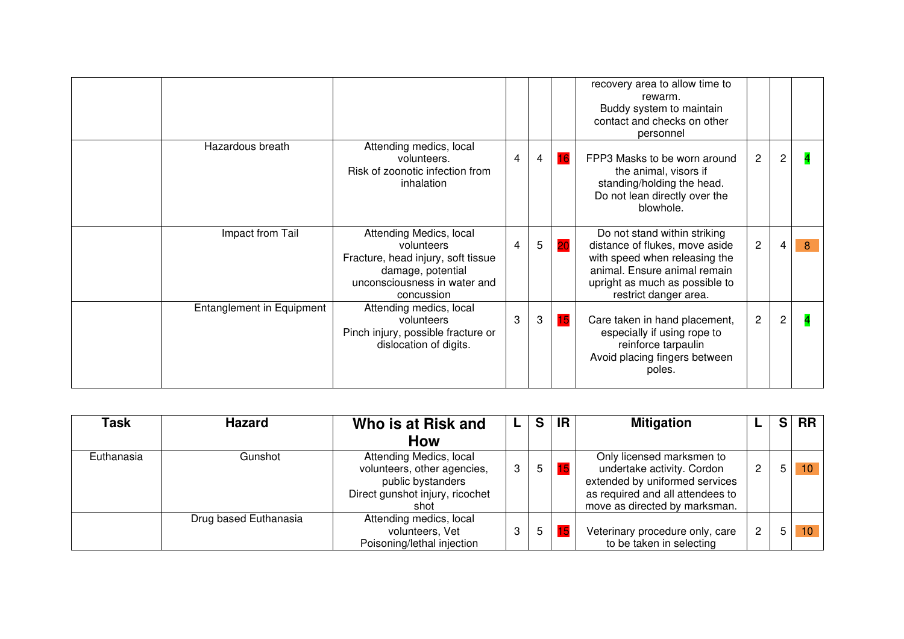| | | | | | | | | | |
|---|---|---|---|---|---|---|---|---|---|
| | | | | | | recovery area to allow time to rewarm. Buddy system to maintain contact and checks on other personnel | | | |
| | Hazardous breath | Attending medics, local volunteers. Risk of zoonotic infection from inhalation | 4 | 4 | 16 | FPP3 Masks to be worn around the animal, visors if standing/holding the head. Do not lean directly over the blowhole. | 2 | 2 | 4 |
| | Impact from Tail | Attending Medics, local volunteers Fracture, head injury, soft tissue damage, potential unconsciousness in water and concussion | 4 | 5 | 20 | Do not stand within striking distance of flukes, move aside with speed when releasing the animal. Ensure animal remain upright as much as possible to restrict danger area. | 2 | 4 | 8 |
| | Entanglement in Equipment | Attending medics, local volunteers Pinch injury, possible fracture or dislocation of digits. | 3 | 3 | 15 | Care taken in hand placement, especially if using rope to reinforce tarpaulin Avoid placing fingers between poles. | 2 | 2 | 4 |

| Task | Hazard | Who is at Risk and How | L | S | IR | Mitigation | L | S | RR |
|---|---|---|---|---|---|---|---|---|---|
| Euthanasia | Gunshot | Attending Medics, local volunteers, other agencies, public bystanders Direct gunshot injury, ricochet shot | 3 | 5 | 15 | Only licensed marksmen to undertake activity. Cordon extended by uniformed services as required and all attendees to move as directed by marksman. | 2 | 5 | 10 |
| | Drug based Euthanasia | Attending medics, local volunteers, Vet Poisoning/lethal injection | 3 | 5 | 15 | Veterinary procedure only, care to be taken in selecting | 2 | 5 | 10 |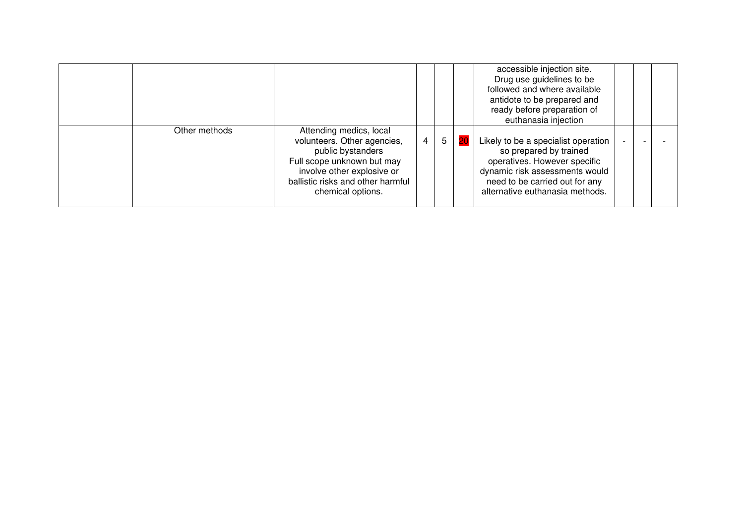| | | | | | | | | | |
|---|---|---|---|---|---|---|---|---|---|
| | | | | | | accessible injection site. Drug use guidelines to be followed and where available antidote to be prepared and ready before preparation of euthanasia injection | | | |
| | Other methods | Attending medics, local volunteers. Other agencies, public bystanders Full scope unknown but may involve other explosive or ballistic risks and other harmful chemical options. | 4 | 5 | 20 | Likely to be a specialist operation so prepared by trained operatives. However specific dynamic risk assessments would need to be carried out for any alternative euthanasia methods. | - | - | - |